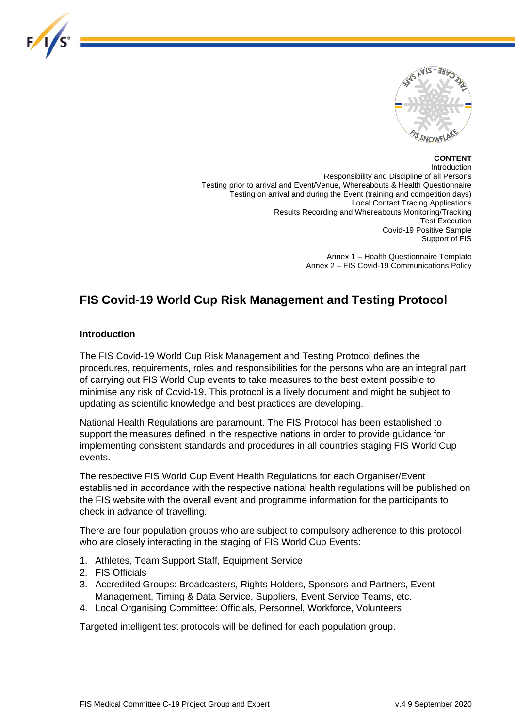**CONTENT**

Introduction
Responsibility and Discipline of all Persons
Testing prior to arrival and Event/Venue, Whereabouts & Health Questionnaire
Testing on arrival and during the Event (training and competition days)
Local Contact Tracing Applications
Results Recording and Whereabouts Monitoring/Tracking
Test Execution
Covid-19 Positive Sample
Support of FIS

Annex 1 – Health Questionnaire Template
Annex 2 – FIS Covid-19 Communications Policy

# FIS Covid-19 World Cup Risk Management and Testing Protocol

## Introduction

The FIS Covid-19 World Cup Risk Management and Testing Protocol defines the procedures, requirements, roles and responsibilities for the persons who are an integral part of carrying out FIS World Cup events to take measures to the best extent possible to minimise any risk of Covid-19. This protocol is a lively document and might be subject to updating as scientific knowledge and best practices are developing.

National Health Regulations are paramount. The FIS Protocol has been established to support the measures defined in the respective nations in order to provide guidance for implementing consistent standards and procedures in all countries staging FIS World Cup events.

The respective FIS World Cup Event Health Regulations for each Organiser/Event established in accordance with the respective national health regulations will be published on the FIS website with the overall event and programme information for the participants to check in advance of travelling.

There are four population groups who are subject to compulsory adherence to this protocol who are closely interacting in the staging of FIS World Cup Events:

1. Athletes, Team Support Staff, Equipment Service
2. FIS Officials
3. Accredited Groups: Broadcasters, Rights Holders, Sponsors and Partners, Event Management, Timing & Data Service, Suppliers, Event Service Teams, etc.
4. Local Organising Committee: Officials, Personnel, Workforce, Volunteers

Targeted intelligent test protocols will be defined for each population group.

FIS Medical Committee C-19 Project Group and Expert v.4 9 September 2020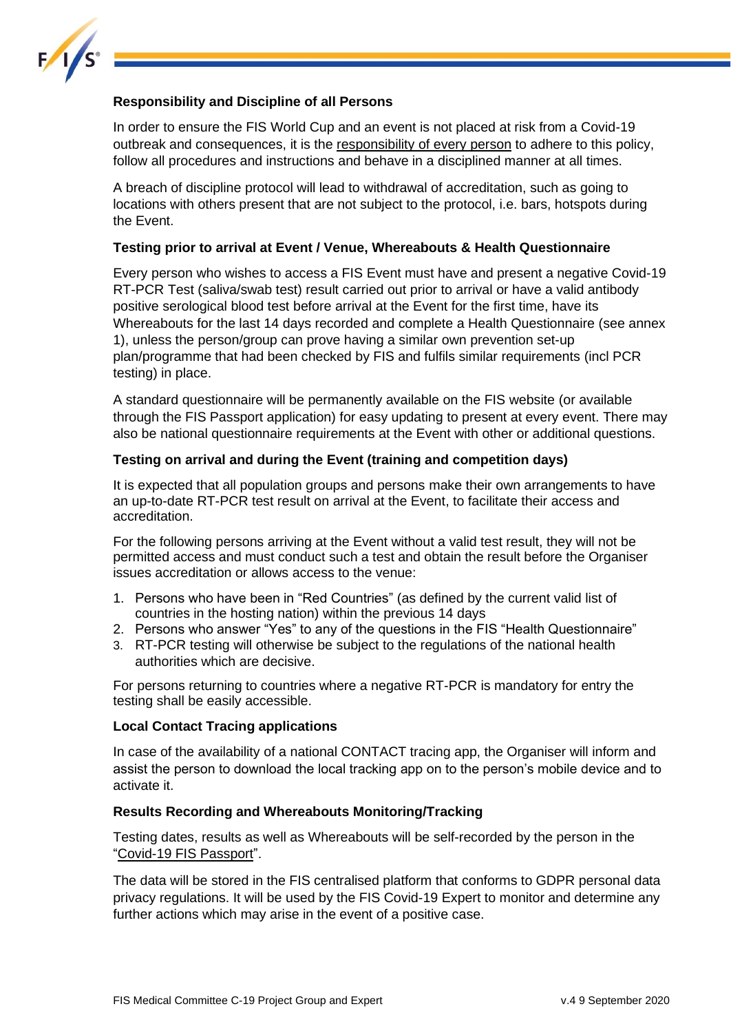**Responsibility and Discipline of all Persons**

In order to ensure the FIS World Cup and an event is not placed at risk from a Covid-19 outbreak and consequences, it is the responsibility of every person to adhere to this policy, follow all procedures and instructions and behave in a disciplined manner at all times.

A breach of discipline protocol will lead to withdrawal of accreditation, such as going to locations with others present that are not subject to the protocol, i.e. bars, hotspots during the Event.

**Testing prior to arrival at Event / Venue, Whereabouts & Health Questionnaire**

Every person who wishes to access a FIS Event must have and present a negative Covid-19 RT-PCR Test (saliva/swab test) result carried out prior to arrival or have a valid antibody positive serological blood test before arrival at the Event for the first time, have its Whereabouts for the last 14 days recorded and complete a Health Questionnaire (see annex 1), unless the person/group can prove having a similar own prevention set-up plan/programme that had been checked by FIS and fulfils similar requirements (incl PCR testing) in place.

A standard questionnaire will be permanently available on the FIS website (or available through the FIS Passport application) for easy updating to present at every event. There may also be national questionnaire requirements at the Event with other or additional questions.

**Testing on arrival and during the Event (training and competition days)**

It is expected that all population groups and persons make their own arrangements to have an up-to-date RT-PCR test result on arrival at the Event, to facilitate their access and accreditation.

For the following persons arriving at the Event without a valid test result, they will not be permitted access and must conduct such a test and obtain the result before the Organiser issues accreditation or allows access to the venue:

1. Persons who have been in "Red Countries" (as defined by the current valid list of countries in the hosting nation) within the previous 14 days
2. Persons who answer "Yes" to any of the questions in the FIS "Health Questionnaire"
3. RT-PCR testing will otherwise be subject to the regulations of the national health authorities which are decisive.

For persons returning to countries where a negative RT-PCR is mandatory for entry the testing shall be easily accessible.

**Local Contact Tracing applications**

In case of the availability of a national CONTACT tracing app, the Organiser will inform and assist the person to download the local tracking app on to the person's mobile device and to activate it.

**Results Recording and Whereabouts Monitoring/Tracking**

Testing dates, results as well as Whereabouts will be self-recorded by the person in the "Covid-19 FIS Passport".

The data will be stored in the FIS centralised platform that conforms to GDPR personal data privacy regulations. It will be used by the FIS Covid-19 Expert to monitor and determine any further actions which may arise in the event of a positive case.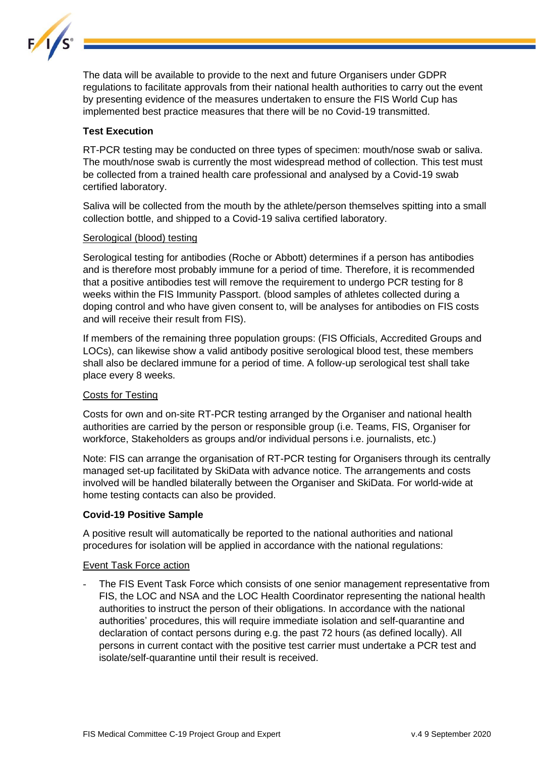The data will be available to provide to the next and future Organisers under GDPR regulations to facilitate approvals from their national health authorities to carry out the event by presenting evidence of the measures undertaken to ensure the FIS World Cup has implemented best practice measures that there will be no Covid-19 transmitted.

**Test Execution**

RT-PCR testing may be conducted on three types of specimen: mouth/nose swab or saliva. The mouth/nose swab is currently the most widespread method of collection. This test must be collected from a trained health care professional and analysed by a Covid-19 swab certified laboratory.

Saliva will be collected from the mouth by the athlete/person themselves spitting into a small collection bottle, and shipped to a Covid-19 saliva certified laboratory.

<u>Serological (blood) testing</u>

Serological testing for antibodies (Roche or Abbott) determines if a person has antibodies and is therefore most probably immune for a period of time. Therefore, it is recommended that a positive antibodies test will remove the requirement to undergo PCR testing for 8 weeks within the FIS Immunity Passport. (blood samples of athletes collected during a doping control and who have given consent to, will be analyses for antibodies on FIS costs and will receive their result from FIS).

If members of the remaining three population groups: (FIS Officials, Accredited Groups and LOCs), can likewise show a valid antibody positive serological blood test, these members shall also be declared immune for a period of time. A follow-up serological test shall take place every 8 weeks.

<u>Costs for Testing</u>

Costs for own and on-site RT-PCR testing arranged by the Organiser and national health authorities are carried by the person or responsible group (i.e. Teams, FIS, Organiser for workforce, Stakeholders as groups and/or individual persons i.e. journalists, etc.)

Note: FIS can arrange the organisation of RT-PCR testing for Organisers through its centrally managed set-up facilitated by SkiData with advance notice. The arrangements and costs involved will be handled bilaterally between the Organiser and SkiData. For world-wide at home testing contacts can also be provided.

**Covid-19 Positive Sample**

A positive result will automatically be reported to the national authorities and national procedures for isolation will be applied in accordance with the national regulations:

<u>Event Task Force action</u>

- The FIS Event Task Force which consists of one senior management representative from FIS, the LOC and NSA and the LOC Health Coordinator representing the national health authorities to instruct the person of their obligations. In accordance with the national authorities' procedures, this will require immediate isolation and self-quarantine and declaration of contact persons during e.g. the past 72 hours (as defined locally). All persons in current contact with the positive test carrier must undertake a PCR test and isolate/self-quarantine until their result is received.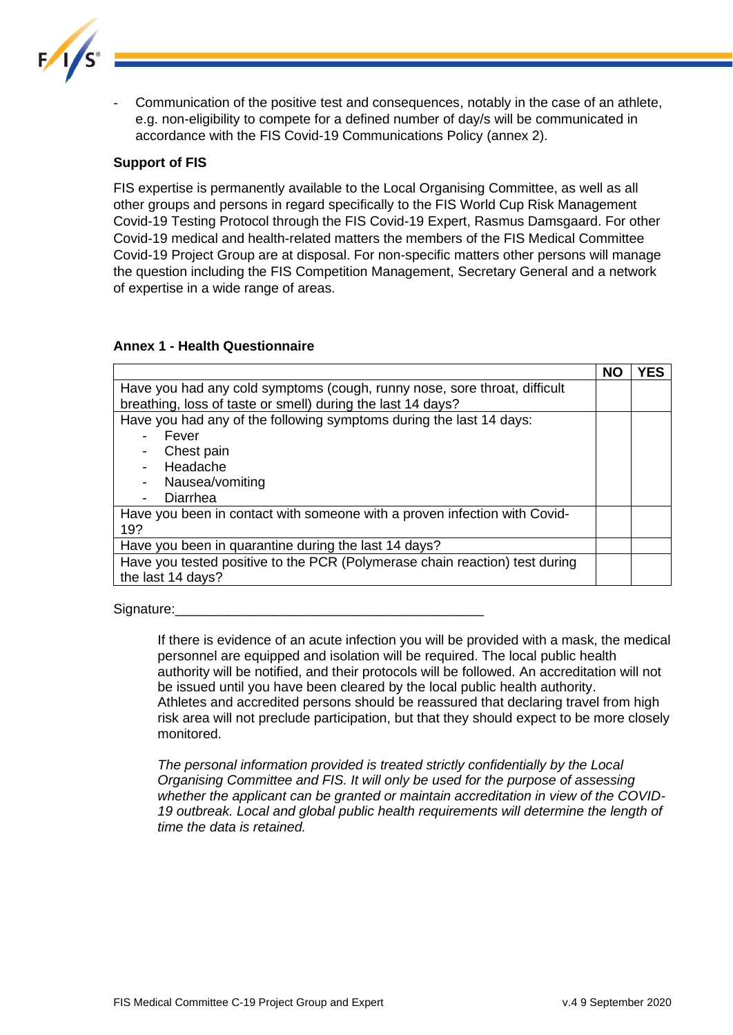- Communication of the positive test and consequences, notably in the case of an athlete, e.g. non-eligibility to compete for a defined number of day/s will be communicated in accordance with the FIS Covid-19 Communications Policy (annex 2).

**Support of FIS**

FIS expertise is permanently available to the Local Organising Committee, as well as all other groups and persons in regard specifically to the FIS World Cup Risk Management Covid-19 Testing Protocol through the FIS Covid-19 Expert, Rasmus Damsgaard. For other Covid-19 medical and health-related matters the members of the FIS Medical Committee Covid-19 Project Group are at disposal. For non-specific matters other persons will manage the question including the FIS Competition Management, Secretary General and a network of expertise in a wide range of areas.

**Annex 1 - Health Questionnaire**

| | NO | YES |
|---|---|---|
| Have you had any cold symptoms (cough, runny nose, sore throat, difficult breathing, loss of taste or smell) during the last 14 days? | | |
| Have you had any of the following symptoms during the last 14 days:<br>- Fever<br>- Chest pain<br>- Headache<br>- Nausea/vomiting<br>- Diarrhea | | |
| Have you been in contact with someone with a proven infection with Covid-19? | | |
| Have you been in quarantine during the last 14 days? | | |
| Have you tested positive to the PCR (Polymerase chain reaction) test during the last 14 days? | | |

Signature:\_\_\_\_\_\_\_\_\_\_\_\_\_\_\_\_\_\_\_\_\_\_\_\_\_\_\_\_\_\_\_\_\_\_\_\_\_\_\_\_\_\_

If there is evidence of an acute infection you will be provided with a mask, the medical personnel are equipped and isolation will be required. The local public health authority will be notified, and their protocols will be followed. An accreditation will not be issued until you have been cleared by the local public health authority. Athletes and accredited persons should be reassured that declaring travel from high risk area will not preclude participation, but that they should expect to be more closely monitored.

*The personal information provided is treated strictly confidentially by the Local Organising Committee and FIS. It will only be used for the purpose of assessing whether the applicant can be granted or maintain accreditation in view of the COVID-19 outbreak. Local and global public health requirements will determine the length of time the data is retained.*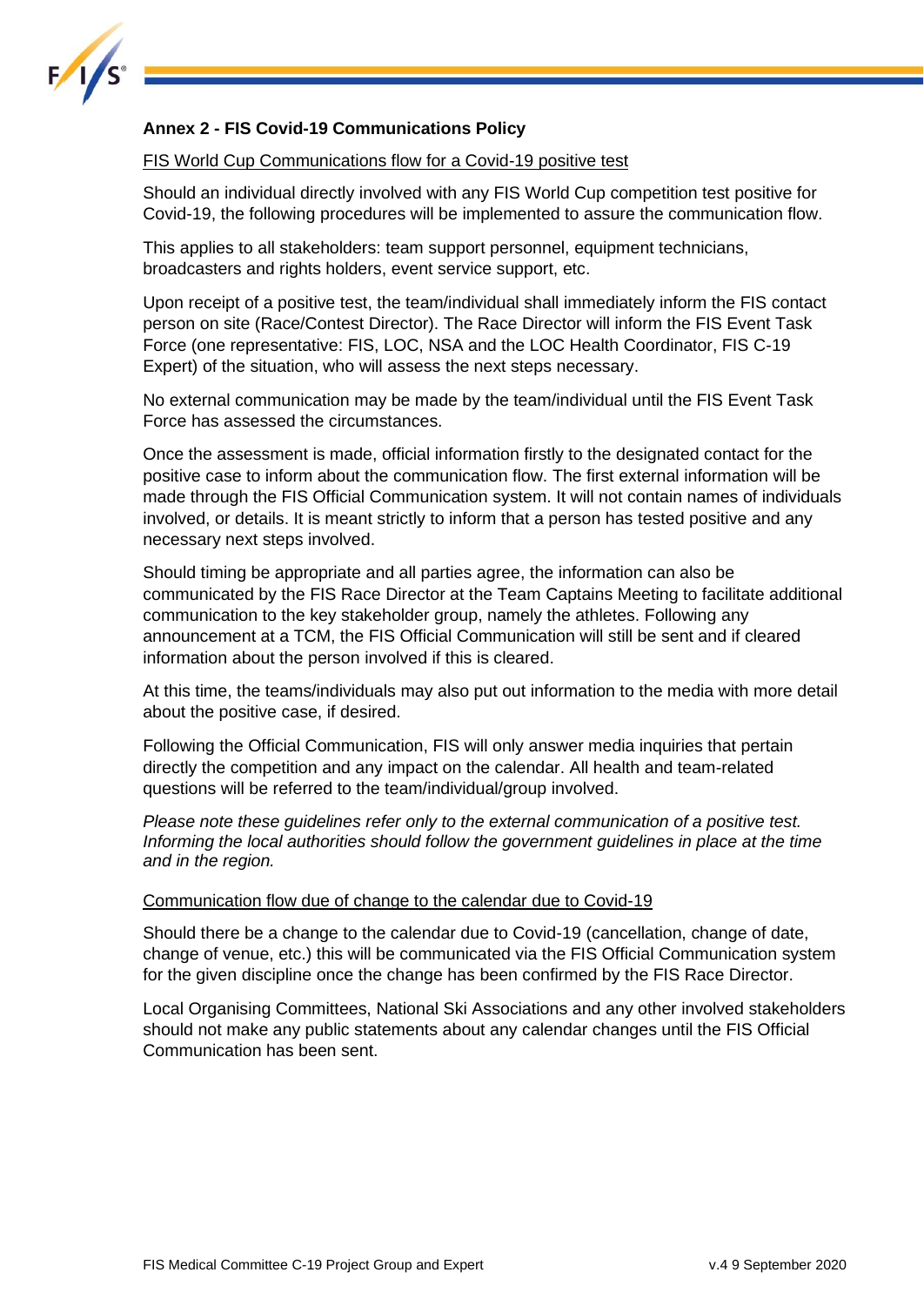**Annex 2 - FIS Covid-19 Communications Policy**

FIS World Cup Communications flow for a Covid-19 positive test

Should an individual directly involved with any FIS World Cup competition test positive for Covid-19, the following procedures will be implemented to assure the communication flow.

This applies to all stakeholders: team support personnel, equipment technicians, broadcasters and rights holders, event service support, etc.

Upon receipt of a positive test, the team/individual shall immediately inform the FIS contact person on site (Race/Contest Director). The Race Director will inform the FIS Event Task Force (one representative: FIS, LOC, NSA and the LOC Health Coordinator, FIS C-19 Expert) of the situation, who will assess the next steps necessary.

No external communication may be made by the team/individual until the FIS Event Task Force has assessed the circumstances.

Once the assessment is made, official information firstly to the designated contact for the positive case to inform about the communication flow. The first external information will be made through the FIS Official Communication system. It will not contain names of individuals involved, or details. It is meant strictly to inform that a person has tested positive and any necessary next steps involved.

Should timing be appropriate and all parties agree, the information can also be communicated by the FIS Race Director at the Team Captains Meeting to facilitate additional communication to the key stakeholder group, namely the athletes. Following any announcement at a TCM, the FIS Official Communication will still be sent and if cleared information about the person involved if this is cleared.

At this time, the teams/individuals may also put out information to the media with more detail about the positive case, if desired.

Following the Official Communication, FIS will only answer media inquiries that pertain directly the competition and any impact on the calendar. All health and team-related questions will be referred to the team/individual/group involved.

*Please note these guidelines refer only to the external communication of a positive test. Informing the local authorities should follow the government guidelines in place at the time and in the region.*

Communication flow due of change to the calendar due to Covid-19

Should there be a change to the calendar due to Covid-19 (cancellation, change of date, change of venue, etc.) this will be communicated via the FIS Official Communication system for the given discipline once the change has been confirmed by the FIS Race Director.

Local Organising Committees, National Ski Associations and any other involved stakeholders should not make any public statements about any calendar changes until the FIS Official Communication has been sent.